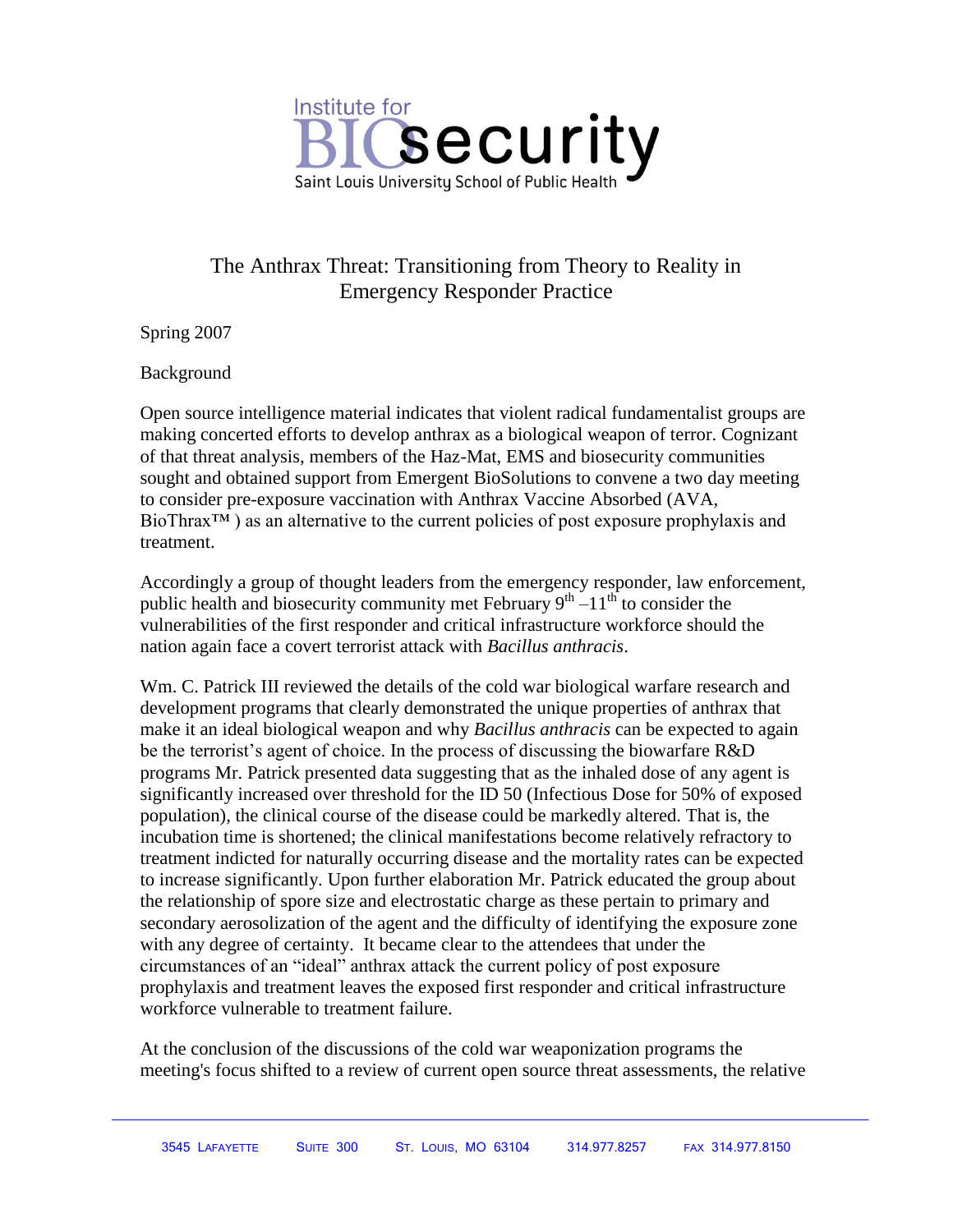Institute for BIOsecurity
Saint Louis University School of Public Health

# The Anthrax Threat: Transitioning from Theory to Reality in Emergency Responder Practice

Spring 2007

## Background

Open source intelligence material indicates that violent radical fundamentalist groups are making concerted efforts to develop anthrax as a biological weapon of terror. Cognizant of that threat analysis, members of the Haz-Mat, EMS and biosecurity communities sought and obtained support from Emergent BioSolutions to convene a two day meeting to consider pre-exposure vaccination with Anthrax Vaccine Absorbed (AVA, BioThrax™ ) as an alternative to the current policies of post exposure prophylaxis and treatment.

Accordingly a group of thought leaders from the emergency responder, law enforcement, public health and biosecurity community met February 9th –11th to consider the vulnerabilities of the first responder and critical infrastructure workforce should the nation again face a covert terrorist attack with *Bacillus anthracis*.

Wm. C. Patrick III reviewed the details of the cold war biological warfare research and development programs that clearly demonstrated the unique properties of anthrax that make it an ideal biological weapon and why *Bacillus anthracis* can be expected to again be the terrorist's agent of choice. In the process of discussing the biowarfare R&D programs Mr. Patrick presented data suggesting that as the inhaled dose of any agent is significantly increased over threshold for the ID 50 (Infectious Dose for 50% of exposed population), the clinical course of the disease could be markedly altered. That is, the incubation time is shortened; the clinical manifestations become relatively refractory to treatment indicted for naturally occurring disease and the mortality rates can be expected to increase significantly. Upon further elaboration Mr. Patrick educated the group about the relationship of spore size and electrostatic charge as these pertain to primary and secondary aerosolization of the agent and the difficulty of identifying the exposure zone with any degree of certainty. It became clear to the attendees that under the circumstances of an "ideal" anthrax attack the current policy of post exposure prophylaxis and treatment leaves the exposed first responder and critical infrastructure workforce vulnerable to treatment failure.

At the conclusion of the discussions of the cold war weaponization programs the meeting's focus shifted to a review of current open source threat assessments, the relative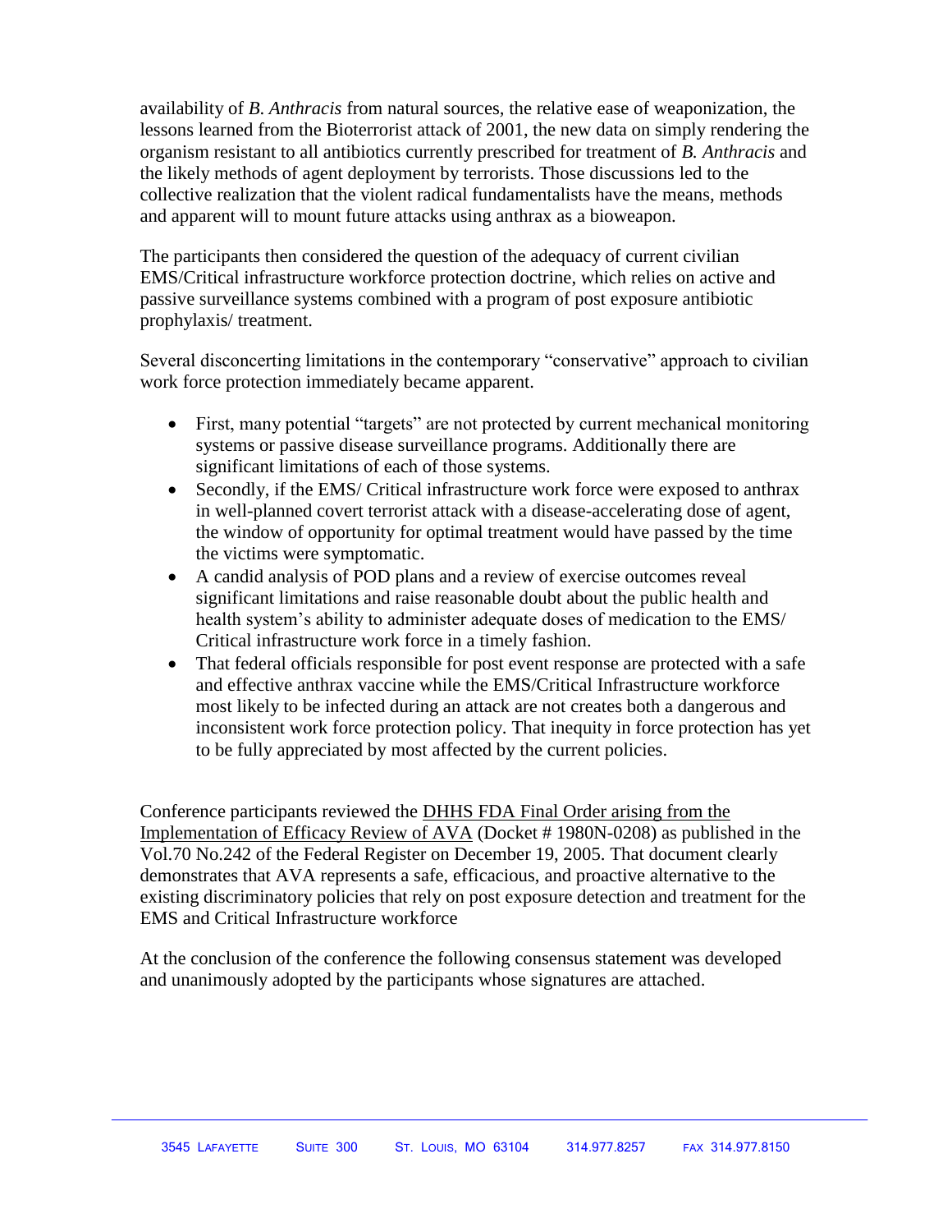availability of *B. Anthracis* from natural sources, the relative ease of weaponization, the lessons learned from the Bioterrorist attack of 2001, the new data on simply rendering the organism resistant to all antibiotics currently prescribed for treatment of *B. Anthracis* and the likely methods of agent deployment by terrorists. Those discussions led to the collective realization that the violent radical fundamentalists have the means, methods and apparent will to mount future attacks using anthrax as a bioweapon.

The participants then considered the question of the adequacy of current civilian EMS/Critical infrastructure workforce protection doctrine, which relies on active and passive surveillance systems combined with a program of post exposure antibiotic prophylaxis/ treatment.

Several disconcerting limitations in the contemporary "conservative" approach to civilian work force protection immediately became apparent.

- First, many potential "targets" are not protected by current mechanical monitoring systems or passive disease surveillance programs. Additionally there are significant limitations of each of those systems.
- Secondly, if the EMS/ Critical infrastructure work force were exposed to anthrax in well-planned covert terrorist attack with a disease-accelerating dose of agent, the window of opportunity for optimal treatment would have passed by the time the victims were symptomatic.
- A candid analysis of POD plans and a review of exercise outcomes reveal significant limitations and raise reasonable doubt about the public health and health system's ability to administer adequate doses of medication to the EMS/ Critical infrastructure work force in a timely fashion.
- That federal officials responsible for post event response are protected with a safe and effective anthrax vaccine while the EMS/Critical Infrastructure workforce most likely to be infected during an attack are not creates both a dangerous and inconsistent work force protection policy. That inequity in force protection has yet to be fully appreciated by most affected by the current policies.

Conference participants reviewed the DHHS FDA Final Order arising from the Implementation of Efficacy Review of AVA (Docket # 1980N-0208) as published in the Vol.70 No.242 of the Federal Register on December 19, 2005. That document clearly demonstrates that AVA represents a safe, efficacious, and proactive alternative to the existing discriminatory policies that rely on post exposure detection and treatment for the EMS and Critical Infrastructure workforce

At the conclusion of the conference the following consensus statement was developed and unanimously adopted by the participants whose signatures are attached.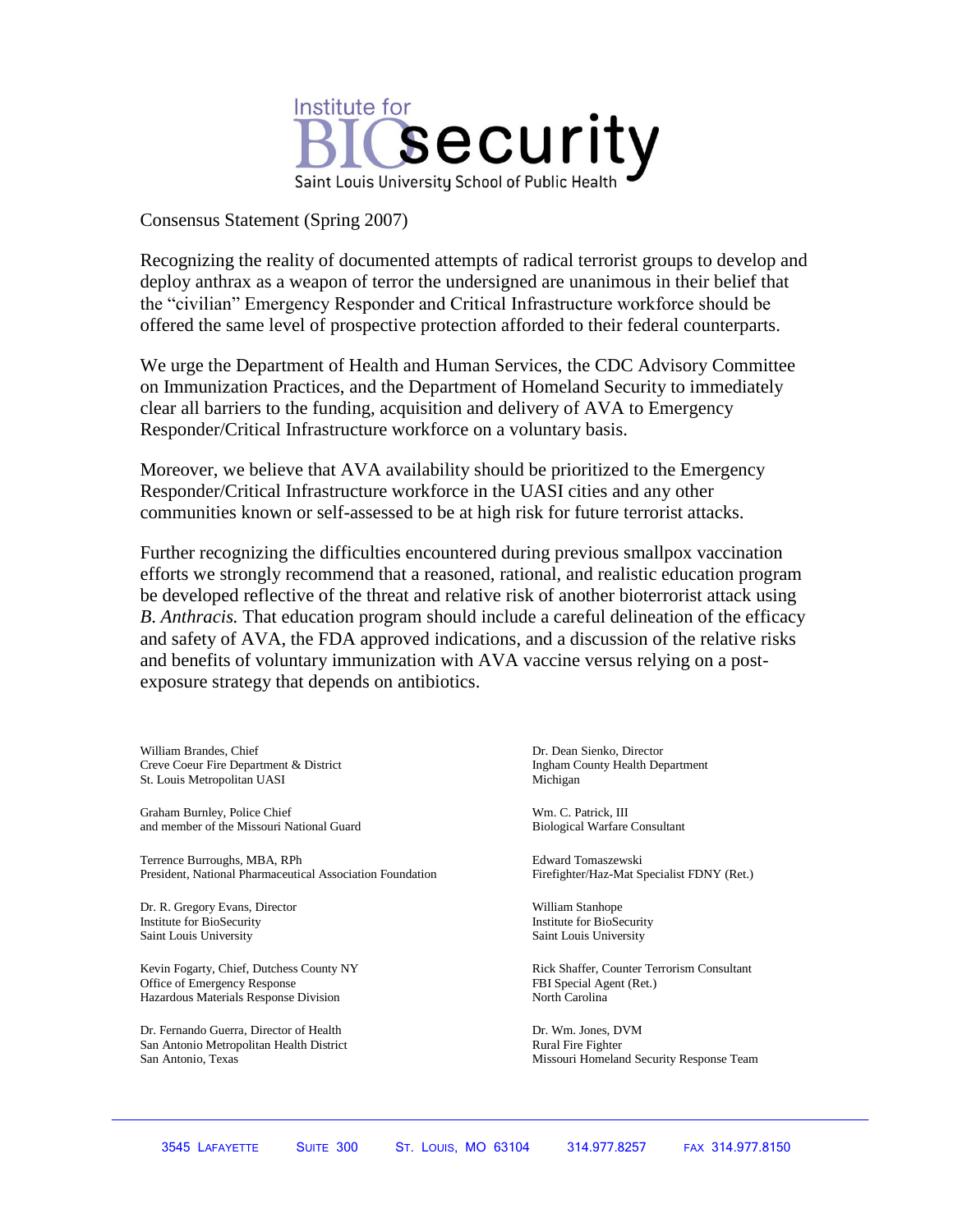Institute for BIOsecurity

Saint Louis University School of Public Health

Consensus Statement (Spring 2007)

Recognizing the reality of documented attempts of radical terrorist groups to develop and deploy anthrax as a weapon of terror the undersigned are unanimous in their belief that the "civilian" Emergency Responder and Critical Infrastructure workforce should be offered the same level of prospective protection afforded to their federal counterparts.

We urge the Department of Health and Human Services, the CDC Advisory Committee on Immunization Practices, and the Department of Homeland Security to immediately clear all barriers to the funding, acquisition and delivery of AVA to Emergency Responder/Critical Infrastructure workforce on a voluntary basis.

Moreover, we believe that AVA availability should be prioritized to the Emergency Responder/Critical Infrastructure workforce in the UASI cities and any other communities known or self-assessed to be at high risk for future terrorist attacks.

Further recognizing the difficulties encountered during previous smallpox vaccination efforts we strongly recommend that a reasoned, rational, and realistic education program be developed reflective of the threat and relative risk of another bioterrorist attack using *B. Anthracis.* That education program should include a careful delineation of the efficacy and safety of AVA, the FDA approved indications, and a discussion of the relative risks and benefits of voluntary immunization with AVA vaccine versus relying on a post-exposure strategy that depends on antibiotics.

William Brandes, Chief
Creve Coeur Fire Department & District
St. Louis Metropolitan UASI

Graham Burnley, Police Chief
and member of the Missouri National Guard

Terrence Burroughs, MBA, RPh
President, National Pharmaceutical Association Foundation

Dr. R. Gregory Evans, Director
Institute for BioSecurity
Saint Louis University

Kevin Fogarty, Chief, Dutchess County NY
Office of Emergency Response
Hazardous Materials Response Division

Dr. Fernando Guerra, Director of Health
San Antonio Metropolitan Health District
San Antonio, Texas

Dr. Dean Sienko, Director
Ingham County Health Department
Michigan

Wm. C. Patrick, III
Biological Warfare Consultant

Edward Tomaszewski
Firefighter/Haz-Mat Specialist FDNY (Ret.)

William Stanhope
Institute for BioSecurity
Saint Louis University

Rick Shaffer, Counter Terrorism Consultant
FBI Special Agent (Ret.)
North Carolina

Dr. Wm. Jones, DVM
Rural Fire Fighter
Missouri Homeland Security Response Team

3545 Lafayette Suite 300 St. Louis, MO 63104 314.977.8257 fax 314.977.8150